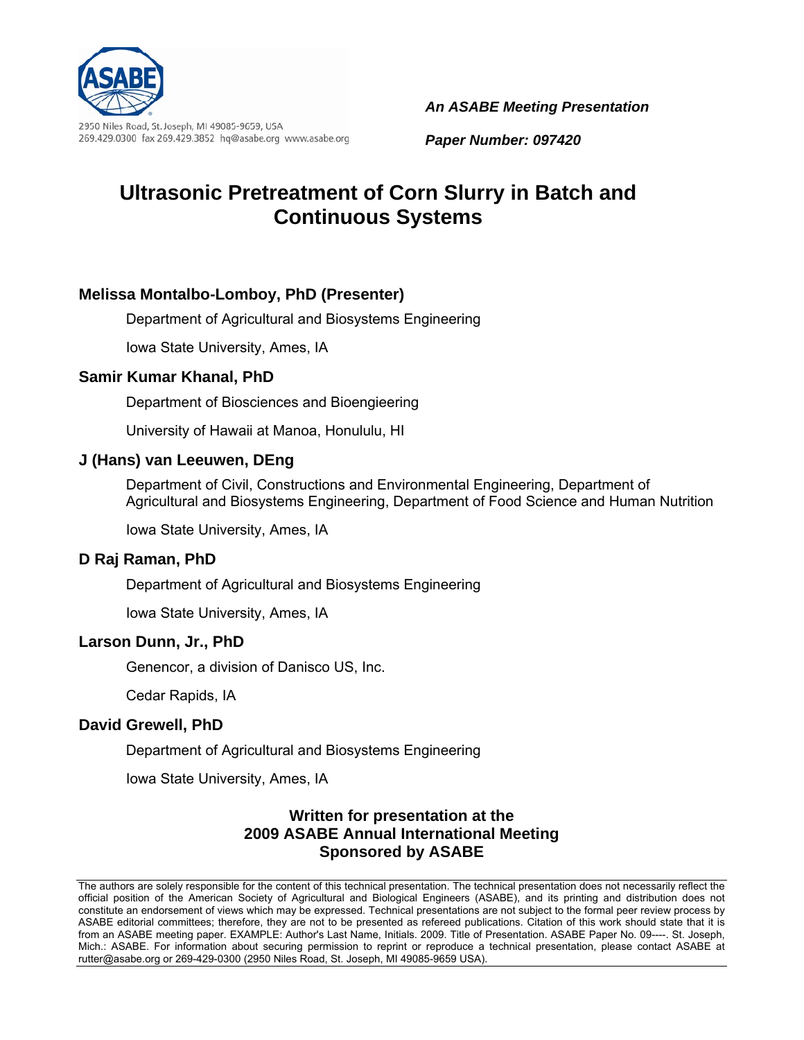2950 Niles Road, St. Joseph, MI 49085-9659, USA
269.429.0300 fax 269.429.3852 hq@asabe.org www.asabe.org

***An ASABE Meeting Presentation***

***Paper Number: 097420***

# Ultrasonic Pretreatment of Corn Slurry in Batch and Continuous Systems

### Melissa Montalbo-Lomboy, PhD (Presenter)

Department of Agricultural and Biosystems Engineering

Iowa State University, Ames, IA

### Samir Kumar Khanal, PhD

Department of Biosciences and Bioengieering

University of Hawaii at Manoa, Honululu, HI

### J (Hans) van Leeuwen, DEng

Department of Civil, Constructions and Environmental Engineering, Department of Agricultural and Biosystems Engineering, Department of Food Science and Human Nutrition

Iowa State University, Ames, IA

### D Raj Raman, PhD

Department of Agricultural and Biosystems Engineering

Iowa State University, Ames, IA

### Larson Dunn, Jr., PhD

Genencor, a division of Danisco US, Inc.

Cedar Rapids, IA

### David Grewell, PhD

Department of Agricultural and Biosystems Engineering

Iowa State University, Ames, IA

**Written for presentation at the**
**2009 ASABE Annual International Meeting**
**Sponsored by ASABE**

The authors are solely responsible for the content of this technical presentation. The technical presentation does not necessarily reflect the official position of the American Society of Agricultural and Biological Engineers (ASABE), and its printing and distribution does not constitute an endorsement of views which may be expressed. Technical presentations are not subject to the formal peer review process by ASABE editorial committees; therefore, they are not to be presented as refereed publications. Citation of this work should state that it is from an ASABE meeting paper. EXAMPLE: Author's Last Name, Initials. 2009. Title of Presentation. ASABE Paper No. 09----. St. Joseph, Mich.: ASABE. For information about securing permission to reprint or reproduce a technical presentation, please contact ASABE at rutter@asabe.org or 269-429-0300 (2950 Niles Road, St. Joseph, MI 49085-9659 USA).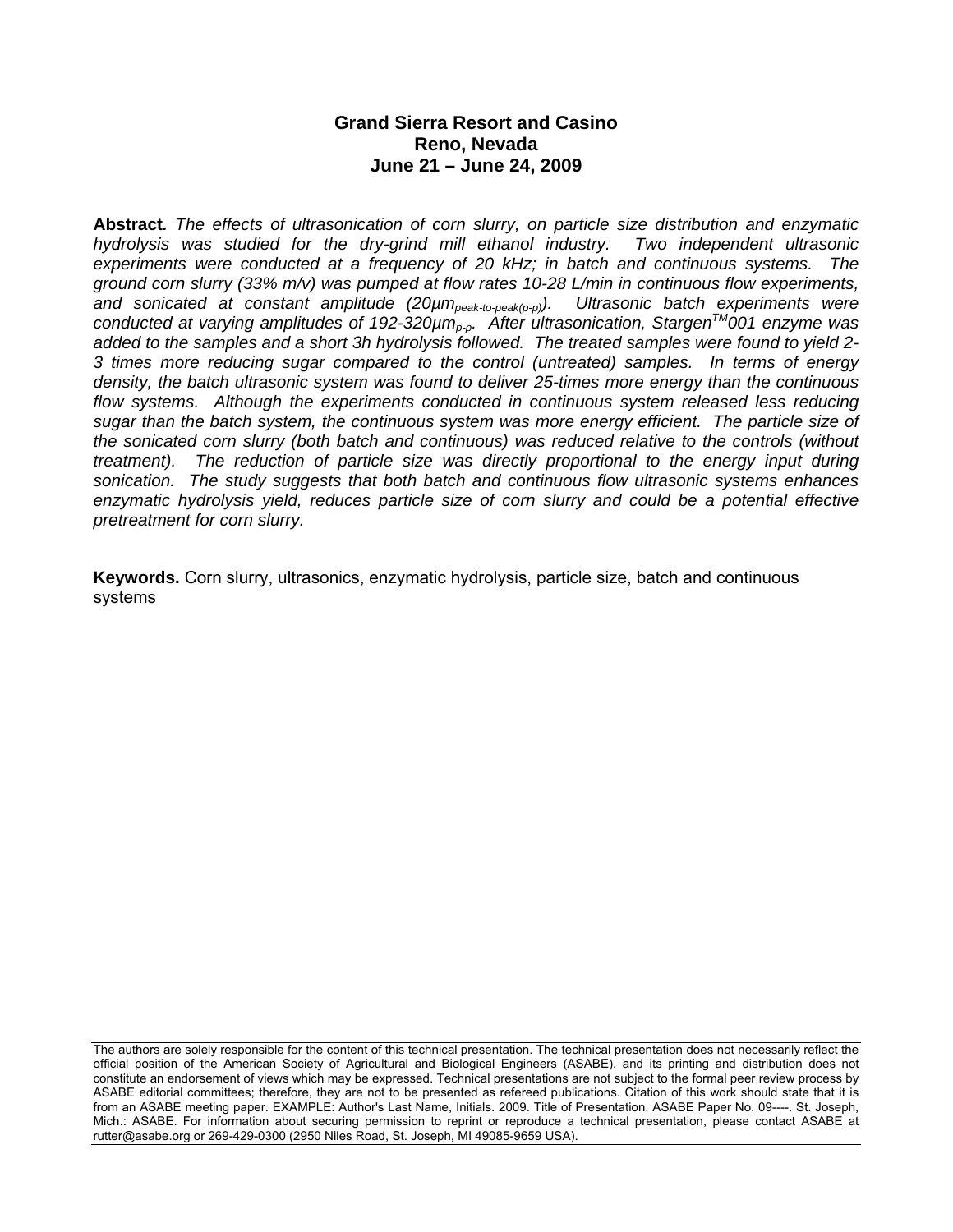**Grand Sierra Resort and Casino**
**Reno, Nevada**
**June 21 – June 24, 2009**

**Abstract.** *The effects of ultrasonication of corn slurry, on particle size distribution and enzymatic hydrolysis was studied for the dry-grind mill ethanol industry. Two independent ultrasonic experiments were conducted at a frequency of 20 kHz; in batch and continuous systems. The ground corn slurry (33% m/v) was pumped at flow rates 10-28 L/min in continuous flow experiments, and sonicated at constant amplitude (20μm$_{peak\text{-}to\text{-}peak(p\text{-}p)}$). Ultrasonic batch experiments were conducted at varying amplitudes of 192-320μm$_{p\text{-}p}$. After ultrasonication, Stargen$^{TM}$001 enzyme was added to the samples and a short 3h hydrolysis followed. The treated samples were found to yield 2-3 times more reducing sugar compared to the control (untreated) samples. In terms of energy density, the batch ultrasonic system was found to deliver 25-times more energy than the continuous flow systems. Although the experiments conducted in continuous system released less reducing sugar than the batch system, the continuous system was more energy efficient. The particle size of the sonicated corn slurry (both batch and continuous) was reduced relative to the controls (without treatment). The reduction of particle size was directly proportional to the energy input during sonication. The study suggests that both batch and continuous flow ultrasonic systems enhances enzymatic hydrolysis yield, reduces particle size of corn slurry and could be a potential effective pretreatment for corn slurry.*

**Keywords.** Corn slurry, ultrasonics, enzymatic hydrolysis, particle size, batch and continuous systems

The authors are solely responsible for the content of this technical presentation. The technical presentation does not necessarily reflect the official position of the American Society of Agricultural and Biological Engineers (ASABE), and its printing and distribution does not constitute an endorsement of views which may be expressed. Technical presentations are not subject to the formal peer review process by ASABE editorial committees; therefore, they are not to be presented as refereed publications. Citation of this work should state that it is from an ASABE meeting paper. EXAMPLE: Author's Last Name, Initials. 2009. Title of Presentation. ASABE Paper No. 09----. St. Joseph, Mich.: ASABE. For information about securing permission to reprint or reproduce a technical presentation, please contact ASABE at rutter@asabe.org or 269-429-0300 (2950 Niles Road, St. Joseph, MI 49085-9659 USA).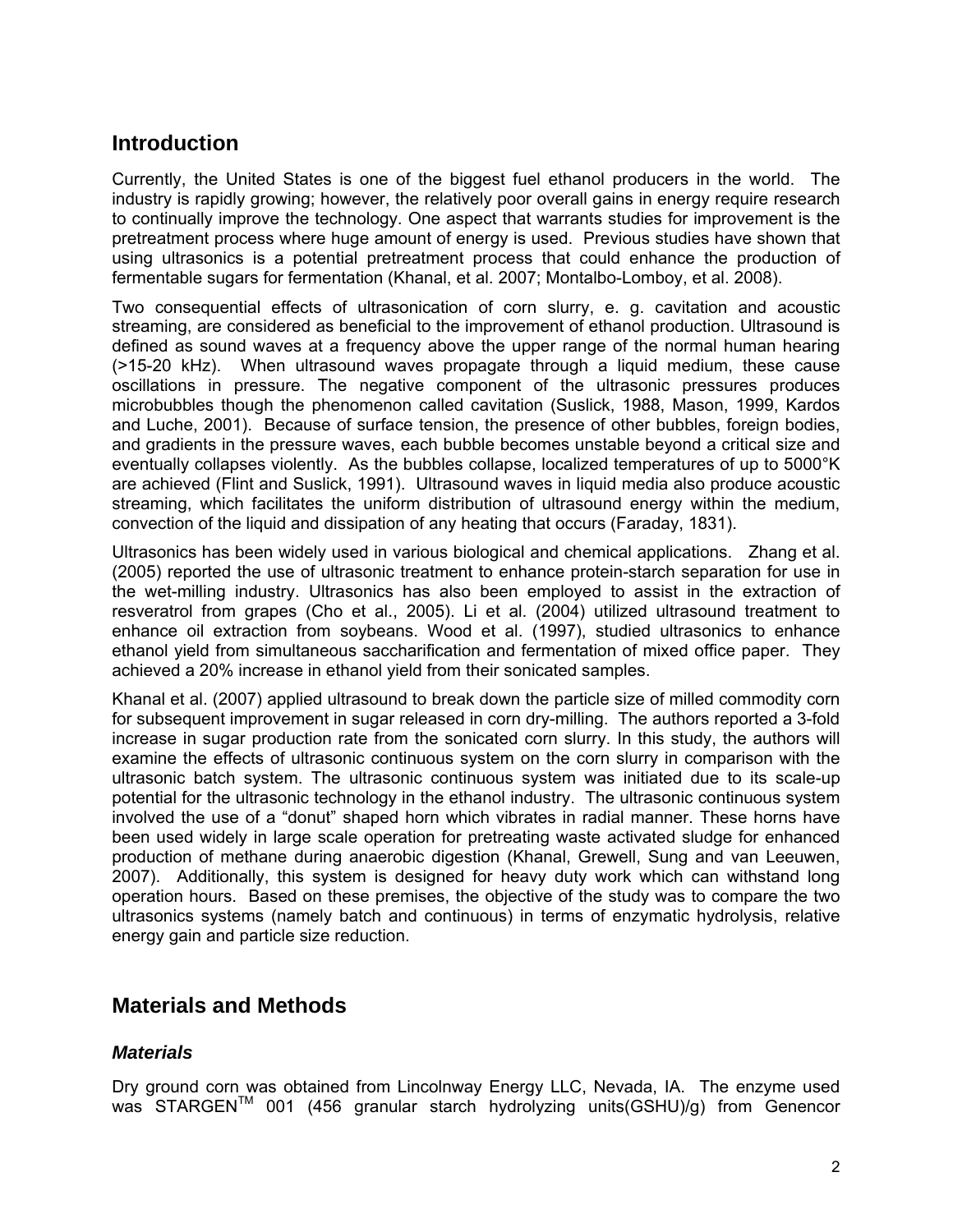## Introduction

Currently, the United States is one of the biggest fuel ethanol producers in the world. The industry is rapidly growing; however, the relatively poor overall gains in energy require research to continually improve the technology. One aspect that warrants studies for improvement is the pretreatment process where huge amount of energy is used. Previous studies have shown that using ultrasonics is a potential pretreatment process that could enhance the production of fermentable sugars for fermentation (Khanal, et al. 2007; Montalbo-Lomboy, et al. 2008).

Two consequential effects of ultrasonication of corn slurry, e. g. cavitation and acoustic streaming, are considered as beneficial to the improvement of ethanol production. Ultrasound is defined as sound waves at a frequency above the upper range of the normal human hearing (>15-20 kHz). When ultrasound waves propagate through a liquid medium, these cause oscillations in pressure. The negative component of the ultrasonic pressures produces microbubbles though the phenomenon called cavitation (Suslick, 1988, Mason, 1999, Kardos and Luche, 2001). Because of surface tension, the presence of other bubbles, foreign bodies, and gradients in the pressure waves, each bubble becomes unstable beyond a critical size and eventually collapses violently. As the bubbles collapse, localized temperatures of up to 5000°K are achieved (Flint and Suslick, 1991). Ultrasound waves in liquid media also produce acoustic streaming, which facilitates the uniform distribution of ultrasound energy within the medium, convection of the liquid and dissipation of any heating that occurs (Faraday, 1831).

Ultrasonics has been widely used in various biological and chemical applications. Zhang et al. (2005) reported the use of ultrasonic treatment to enhance protein-starch separation for use in the wet-milling industry. Ultrasonics has also been employed to assist in the extraction of resveratrol from grapes (Cho et al., 2005). Li et al. (2004) utilized ultrasound treatment to enhance oil extraction from soybeans. Wood et al. (1997), studied ultrasonics to enhance ethanol yield from simultaneous saccharification and fermentation of mixed office paper. They achieved a 20% increase in ethanol yield from their sonicated samples.

Khanal et al. (2007) applied ultrasound to break down the particle size of milled commodity corn for subsequent improvement in sugar released in corn dry-milling. The authors reported a 3-fold increase in sugar production rate from the sonicated corn slurry. In this study, the authors will examine the effects of ultrasonic continuous system on the corn slurry in comparison with the ultrasonic batch system. The ultrasonic continuous system was initiated due to its scale-up potential for the ultrasonic technology in the ethanol industry. The ultrasonic continuous system involved the use of a "donut" shaped horn which vibrates in radial manner. These horns have been used widely in large scale operation for pretreating waste activated sludge for enhanced production of methane during anaerobic digestion (Khanal, Grewell, Sung and van Leeuwen, 2007). Additionally, this system is designed for heavy duty work which can withstand long operation hours. Based on these premises, the objective of the study was to compare the two ultrasonics systems (namely batch and continuous) in terms of enzymatic hydrolysis, relative energy gain and particle size reduction.

## Materials and Methods

### *Materials*

Dry ground corn was obtained from Lincolnway Energy LLC, Nevada, IA. The enzyme used was STARGEN™ 001 (456 granular starch hydrolyzing units(GSHU)/g) from Genencor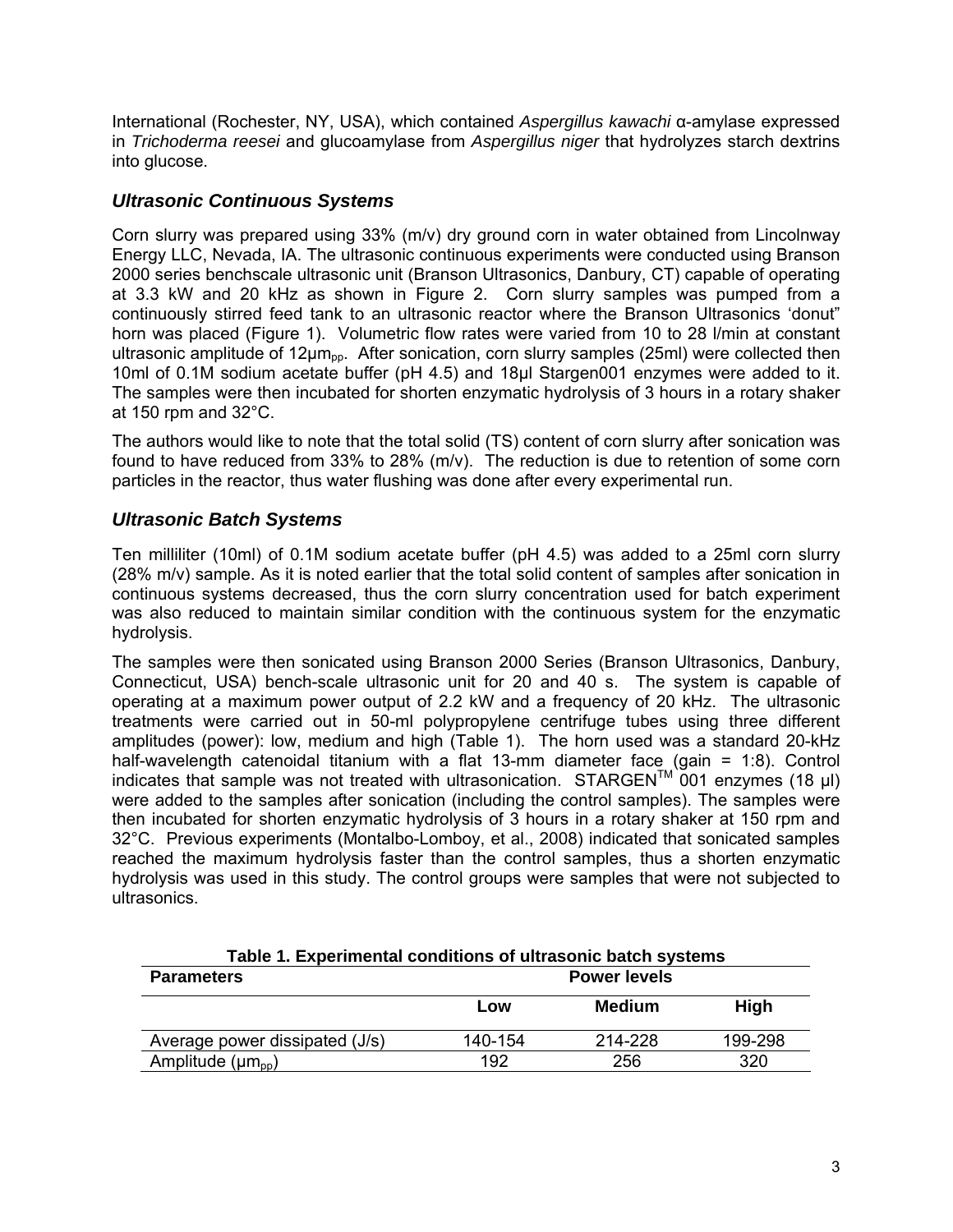International (Rochester, NY, USA), which contained *Aspergillus kawachi* α-amylase expressed in *Trichoderma reesei* and glucoamylase from *Aspergillus niger* that hydrolyzes starch dextrins into glucose.

## *Ultrasonic Continuous Systems*

Corn slurry was prepared using 33% (m/v) dry ground corn in water obtained from Lincolnway Energy LLC, Nevada, IA. The ultrasonic continuous experiments were conducted using Branson 2000 series benchscale ultrasonic unit (Branson Ultrasonics, Danbury, CT) capable of operating at 3.3 kW and 20 kHz as shown in Figure 2. Corn slurry samples was pumped from a continuously stirred feed tank to an ultrasonic reactor where the Branson Ultrasonics 'donut" horn was placed (Figure 1). Volumetric flow rates were varied from 10 to 28 l/min at constant ultrasonic amplitude of $12\mu m_{pp}$. After sonication, corn slurry samples (25ml) were collected then 10ml of 0.1M sodium acetate buffer (pH 4.5) and 18µl Stargen001 enzymes were added to it. The samples were then incubated for shorten enzymatic hydrolysis of 3 hours in a rotary shaker at 150 rpm and 32°C.

The authors would like to note that the total solid (TS) content of corn slurry after sonication was found to have reduced from 33% to 28% (m/v). The reduction is due to retention of some corn particles in the reactor, thus water flushing was done after every experimental run.

## *Ultrasonic Batch Systems*

Ten milliliter (10ml) of 0.1M sodium acetate buffer (pH 4.5) was added to a 25ml corn slurry (28% m/v) sample. As it is noted earlier that the total solid content of samples after sonication in continuous systems decreased, thus the corn slurry concentration used for batch experiment was also reduced to maintain similar condition with the continuous system for the enzymatic hydrolysis.

The samples were then sonicated using Branson 2000 Series (Branson Ultrasonics, Danbury, Connecticut, USA) bench-scale ultrasonic unit for 20 and 40 s. The system is capable of operating at a maximum power output of 2.2 kW and a frequency of 20 kHz. The ultrasonic treatments were carried out in 50-ml polypropylene centrifuge tubes using three different amplitudes (power): low, medium and high (Table 1). The horn used was a standard 20-kHz half-wavelength catenoidal titanium with a flat 13-mm diameter face (gain = 1:8). Control indicates that sample was not treated with ultrasonication. STARGEN™ 001 enzymes (18 µl) were added to the samples after sonication (including the control samples). The samples were then incubated for shorten enzymatic hydrolysis of 3 hours in a rotary shaker at 150 rpm and 32°C. Previous experiments (Montalbo-Lomboy, et al., 2008) indicated that sonicated samples reached the maximum hydrolysis faster than the control samples, thus a shorten enzymatic hydrolysis was used in this study. The control groups were samples that were not subjected to ultrasonics.

**Table 1. Experimental conditions of ultrasonic batch systems**

| Parameters | Power levels | | |
|---|---|---|---|
| | Low | Medium | High |
| Average power dissipated (J/s) | 140-154 | 214-228 | 199-298 |
| Amplitude ($\mu m_{pp}$) | 192 | 256 | 320 |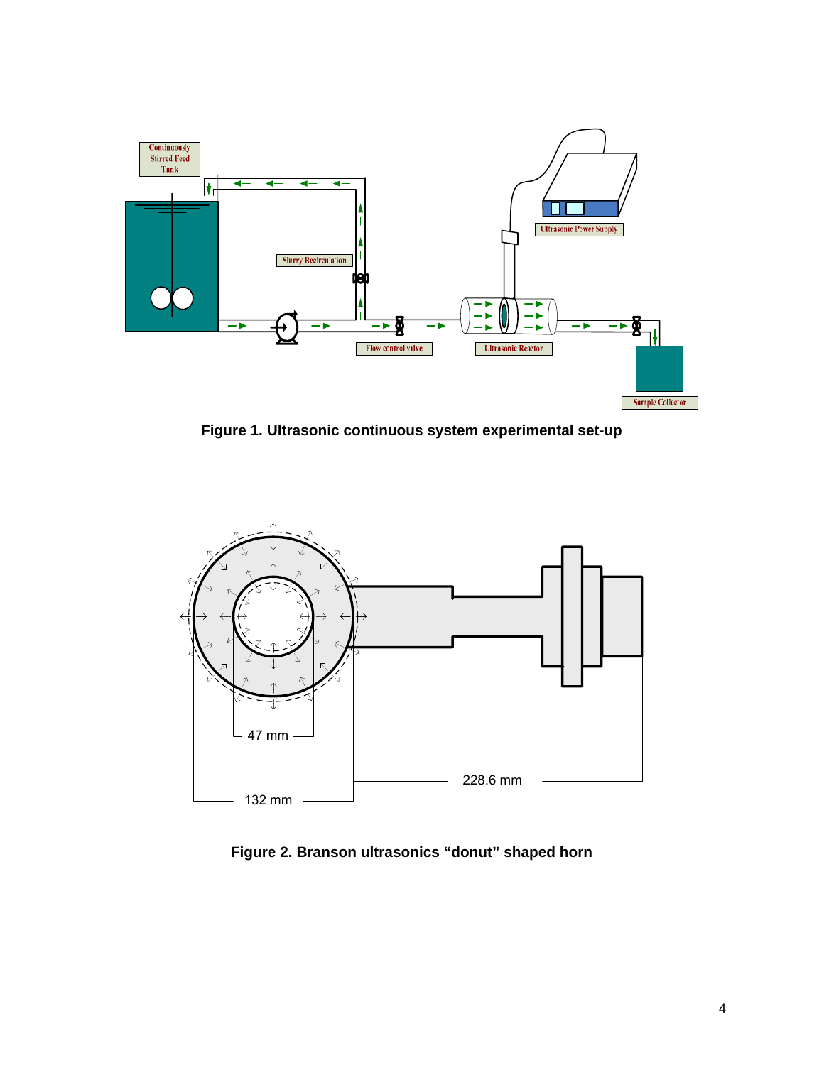**Figure 1. Ultrasonic continuous system experimental set-up**

**Figure 2. Branson ultrasonics “donut” shaped horn**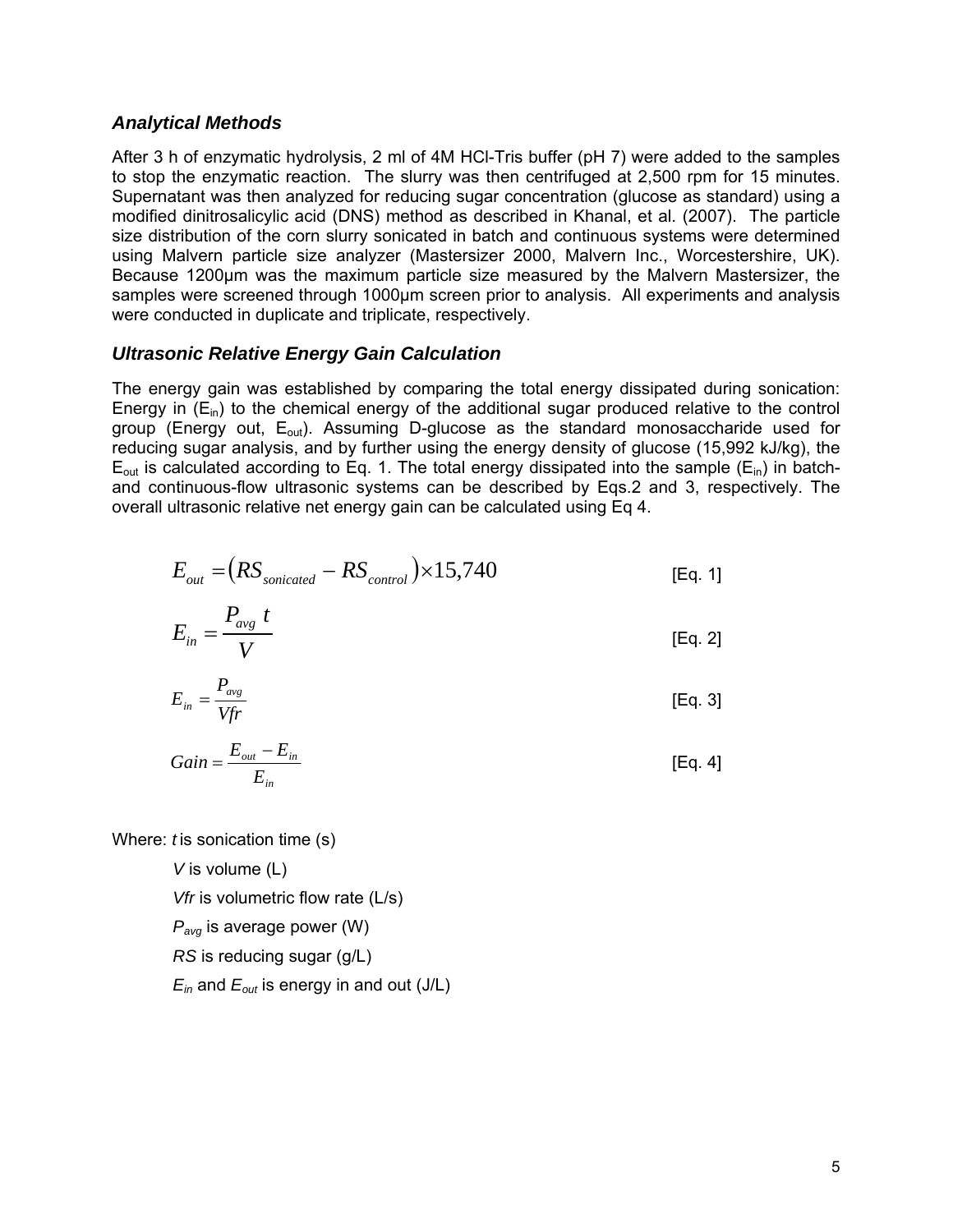### *Analytical Methods*

After 3 h of enzymatic hydrolysis, 2 ml of 4M HCl-Tris buffer (pH 7) were added to the samples to stop the enzymatic reaction. The slurry was then centrifuged at 2,500 rpm for 15 minutes. Supernatant was then analyzed for reducing sugar concentration (glucose as standard) using a modified dinitrosalicylic acid (DNS) method as described in Khanal, et al. (2007). The particle size distribution of the corn slurry sonicated in batch and continuous systems were determined using Malvern particle size analyzer (Mastersizer 2000, Malvern Inc., Worcestershire, UK). Because 1200µm was the maximum particle size measured by the Malvern Mastersizer, the samples were screened through 1000µm screen prior to analysis. All experiments and analysis were conducted in duplicate and triplicate, respectively.

### *Ultrasonic Relative Energy Gain Calculation*

The energy gain was established by comparing the total energy dissipated during sonication: Energy in ($E_{in}$) to the chemical energy of the additional sugar produced relative to the control group (Energy out, $E_{out}$). Assuming D-glucose as the standard monosaccharide used for reducing sugar analysis, and by further using the energy density of glucose (15,992 kJ/kg), the $E_{out}$ is calculated according to Eq. 1. The total energy dissipated into the sample ($E_{in}$) in batch- and continuous-flow ultrasonic systems can be described by Eqs.2 and 3, respectively. The overall ultrasonic relative net energy gain can be calculated using Eq 4.

$$E_{out} = \left(RS_{sonicated} - RS_{control}\right) \times 15{,}740 \qquad \text{[Eq. 1]}$$

$$E_{in} = \frac{P_{avg}\, t}{V} \qquad \text{[Eq. 2]}$$

$$E_{in} = \frac{P_{avg}}{Vfr} \qquad \text{[Eq. 3]}$$

$$Gain = \frac{E_{out} - E_{in}}{E_{in}} \qquad \text{[Eq. 4]}$$

Where: $t$ is sonication time (s)

$V$ is volume (L)

$Vfr$ is volumetric flow rate (L/s)

$P_{avg}$ is average power (W)

$RS$ is reducing sugar (g/L)

$E_{in}$ and $E_{out}$ is energy in and out (J/L)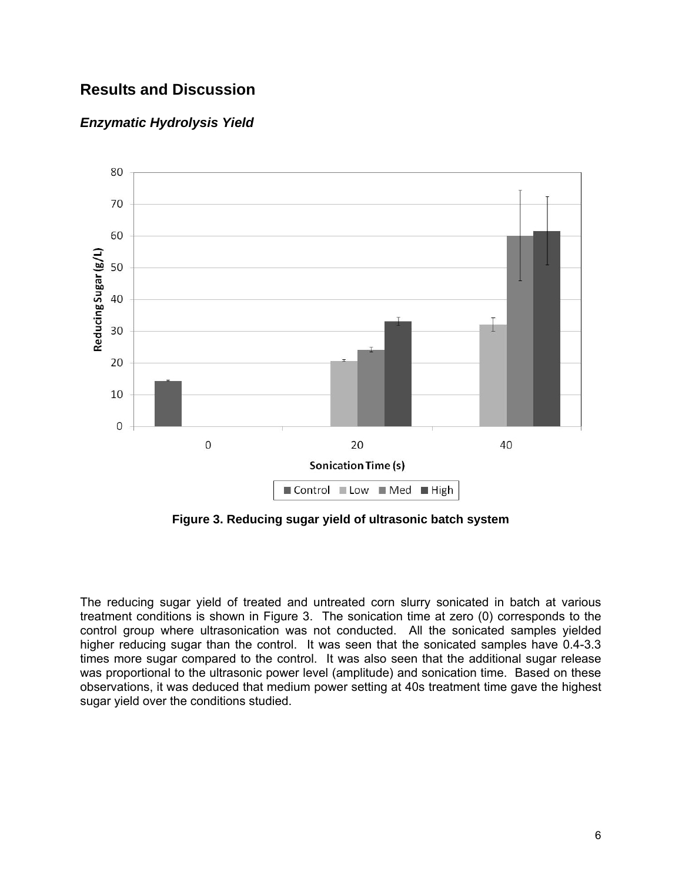## Results and Discussion

### *Enzymatic Hydrolysis Yield*

**Figure 3. Reducing sugar yield of ultrasonic batch system**

The reducing sugar yield of treated and untreated corn slurry sonicated in batch at various treatment conditions is shown in Figure 3. The sonication time at zero (0) corresponds to the control group where ultrasonication was not conducted. All the sonicated samples yielded higher reducing sugar than the control. It was seen that the sonicated samples have 0.4-3.3 times more sugar compared to the control. It was also seen that the additional sugar release was proportional to the ultrasonic power level (amplitude) and sonication time. Based on these observations, it was deduced that medium power setting at 40s treatment time gave the highest sugar yield over the conditions studied.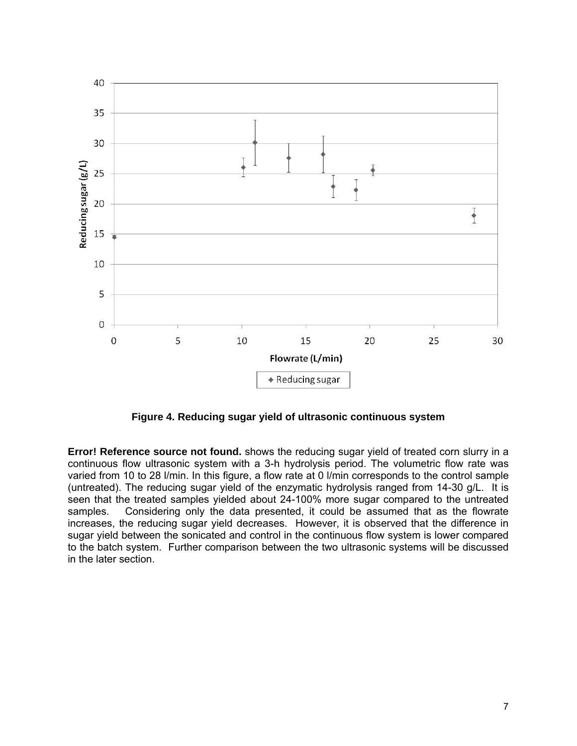**Figure 4. Reducing sugar yield of ultrasonic continuous system**

**Error! Reference source not found.** shows the reducing sugar yield of treated corn slurry in a continuous flow ultrasonic system with a 3-h hydrolysis period. The volumetric flow rate was varied from 10 to 28 l/min. In this figure, a flow rate at 0 l/min corresponds to the control sample (untreated). The reducing sugar yield of the enzymatic hydrolysis ranged from 14-30 g/L. It is seen that the treated samples yielded about 24-100% more sugar compared to the untreated samples. Considering only the data presented, it could be assumed that as the flowrate increases, the reducing sugar yield decreases. However, it is observed that the difference in sugar yield between the sonicated and control in the continuous flow system is lower compared to the batch system. Further comparison between the two ultrasonic systems will be discussed in the later section.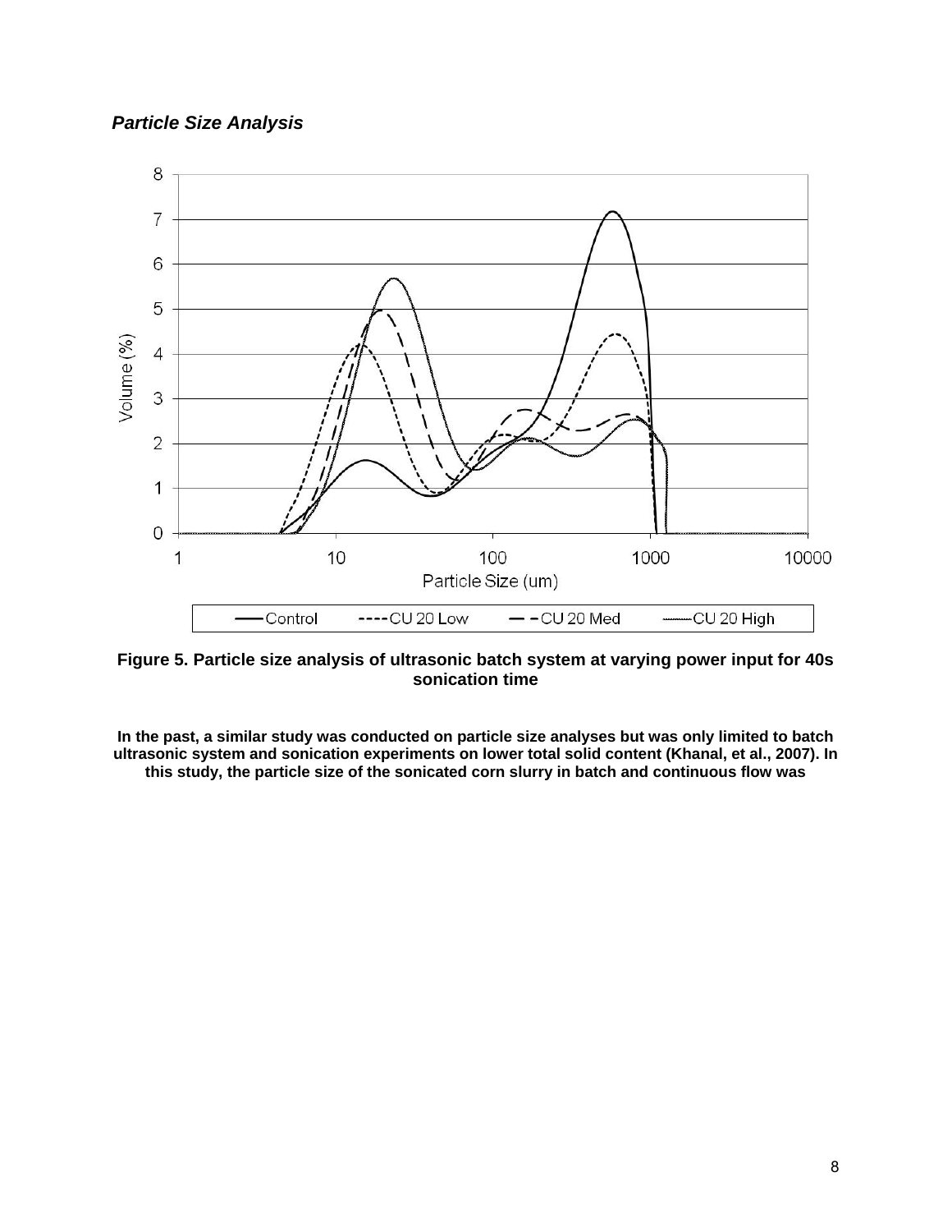### *Particle Size Analysis*

**Figure 5. Particle size analysis of ultrasonic batch system at varying power input for 40s sonication time**

**In the past, a similar study was conducted on particle size analyses but was only limited to batch ultrasonic system and sonication experiments on lower total solid content (Khanal, et al., 2007). In this study, the particle size of the sonicated corn slurry in batch and continuous flow was**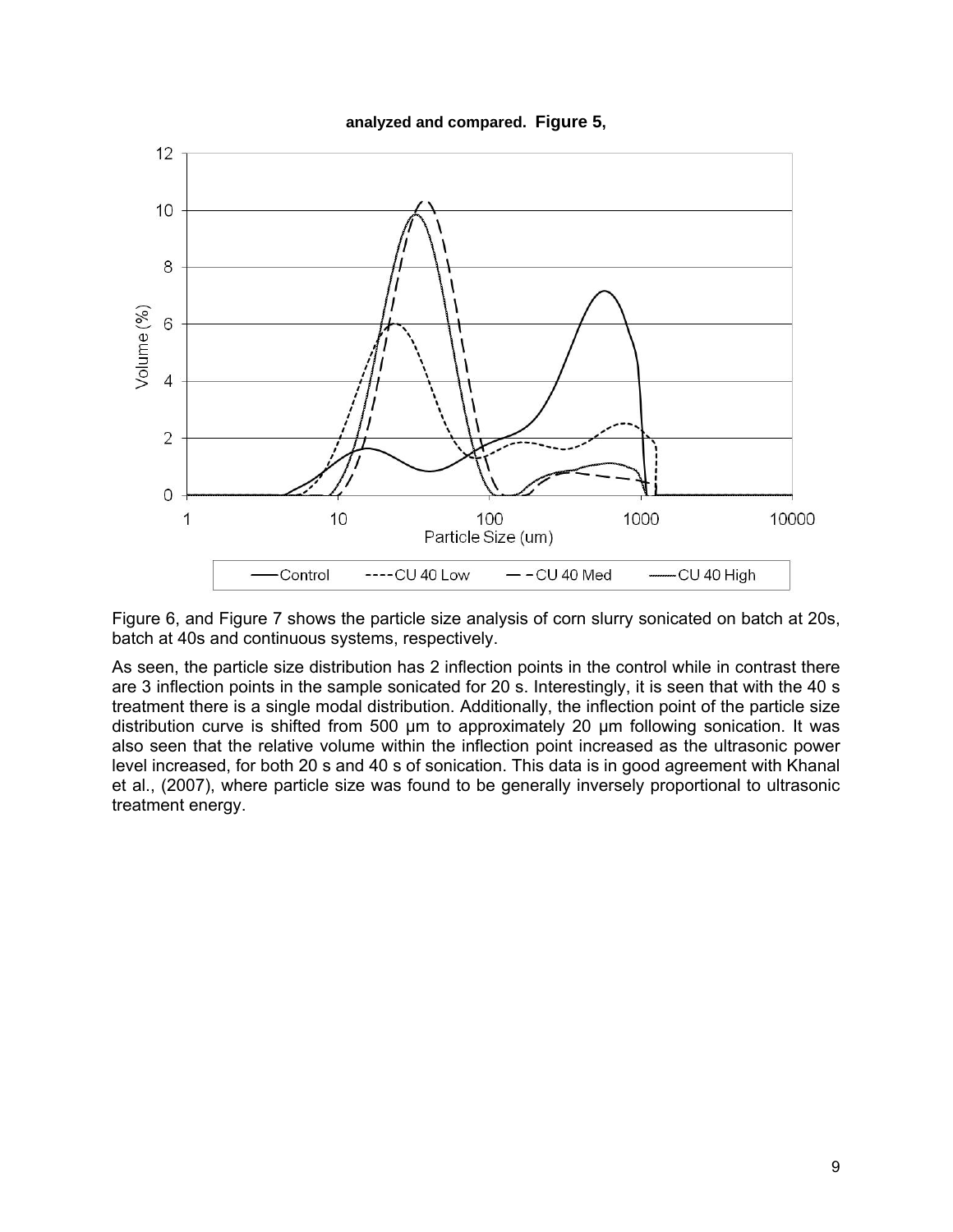**analyzed and compared. Figure 5,**

Figure 6, and Figure 7 shows the particle size analysis of corn slurry sonicated on batch at 20s, batch at 40s and continuous systems, respectively.

As seen, the particle size distribution has 2 inflection points in the control while in contrast there are 3 inflection points in the sample sonicated for 20 s. Interestingly, it is seen that with the 40 s treatment there is a single modal distribution. Additionally, the inflection point of the particle size distribution curve is shifted from 500 µm to approximately 20 µm following sonication. It was also seen that the relative volume within the inflection point increased as the ultrasonic power level increased, for both 20 s and 40 s of sonication. This data is in good agreement with Khanal et al., (2007), where particle size was found to be generally inversely proportional to ultrasonic treatment energy.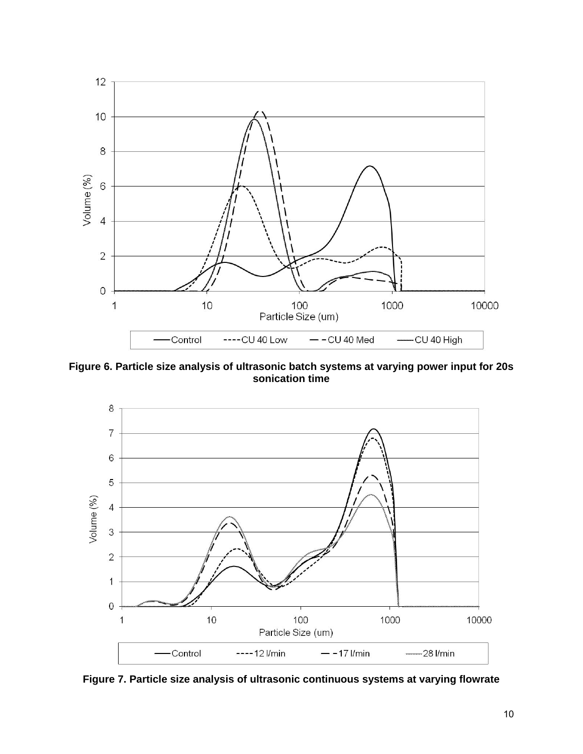**Figure 6. Particle size analysis of ultrasonic batch systems at varying power input for 20s sonication time**

**Figure 7. Particle size analysis of ultrasonic continuous systems at varying flowrate**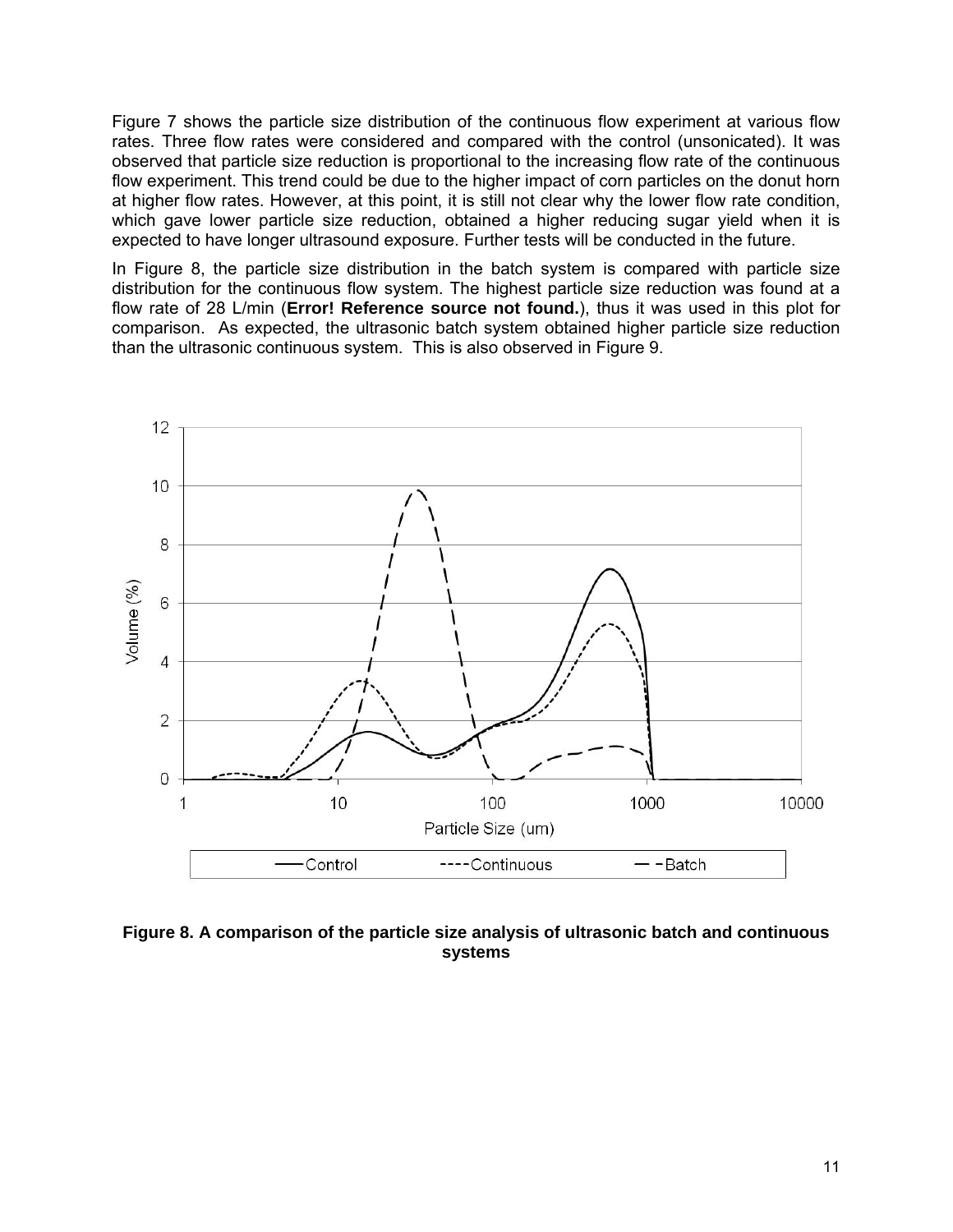Figure 7 shows the particle size distribution of the continuous flow experiment at various flow rates. Three flow rates were considered and compared with the control (unsonicated). It was observed that particle size reduction is proportional to the increasing flow rate of the continuous flow experiment. This trend could be due to the higher impact of corn particles on the donut horn at higher flow rates. However, at this point, it is still not clear why the lower flow rate condition, which gave lower particle size reduction, obtained a higher reducing sugar yield when it is expected to have longer ultrasound exposure. Further tests will be conducted in the future.

In Figure 8, the particle size distribution in the batch system is compared with particle size distribution for the continuous flow system. The highest particle size reduction was found at a flow rate of 28 L/min (**Error! Reference source not found.**), thus it was used in this plot for comparison. As expected, the ultrasonic batch system obtained higher particle size reduction than the ultrasonic continuous system. This is also observed in Figure 9.

**Figure 8. A comparison of the particle size analysis of ultrasonic batch and continuous systems**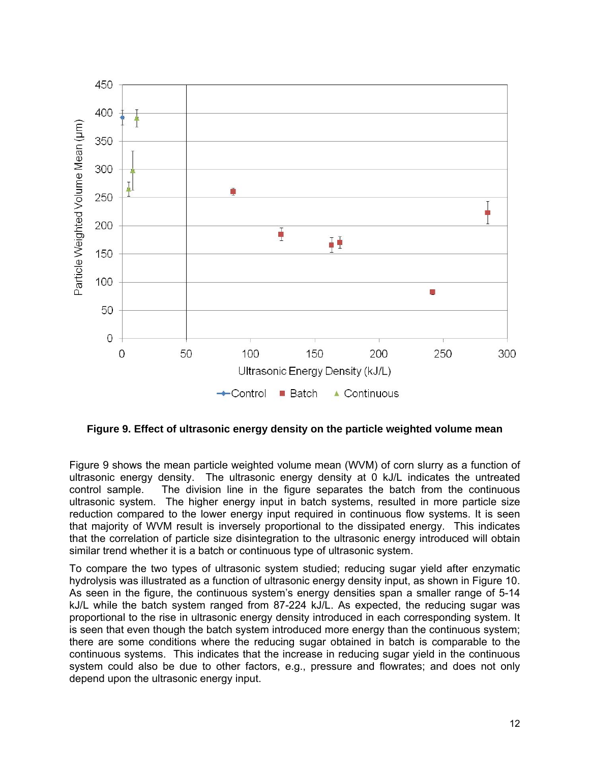**Figure 9. Effect of ultrasonic energy density on the particle weighted volume mean**

Figure 9 shows the mean particle weighted volume mean (WVM) of corn slurry as a function of ultrasonic energy density. The ultrasonic energy density at 0 kJ/L indicates the untreated control sample. The division line in the figure separates the batch from the continuous ultrasonic system. The higher energy input in batch systems, resulted in more particle size reduction compared to the lower energy input required in continuous flow systems. It is seen that majority of WVM result is inversely proportional to the dissipated energy. This indicates that the correlation of particle size disintegration to the ultrasonic energy introduced will obtain similar trend whether it is a batch or continuous type of ultrasonic system.

To compare the two types of ultrasonic system studied; reducing sugar yield after enzymatic hydrolysis was illustrated as a function of ultrasonic energy density input, as shown in Figure 10. As seen in the figure, the continuous system's energy densities span a smaller range of 5-14 kJ/L while the batch system ranged from 87-224 kJ/L. As expected, the reducing sugar was proportional to the rise in ultrasonic energy density introduced in each corresponding system. It is seen that even though the batch system introduced more energy than the continuous system; there are some conditions where the reducing sugar obtained in batch is comparable to the continuous systems. This indicates that the increase in reducing sugar yield in the continuous system could also be due to other factors, e.g., pressure and flowrates; and does not only depend upon the ultrasonic energy input.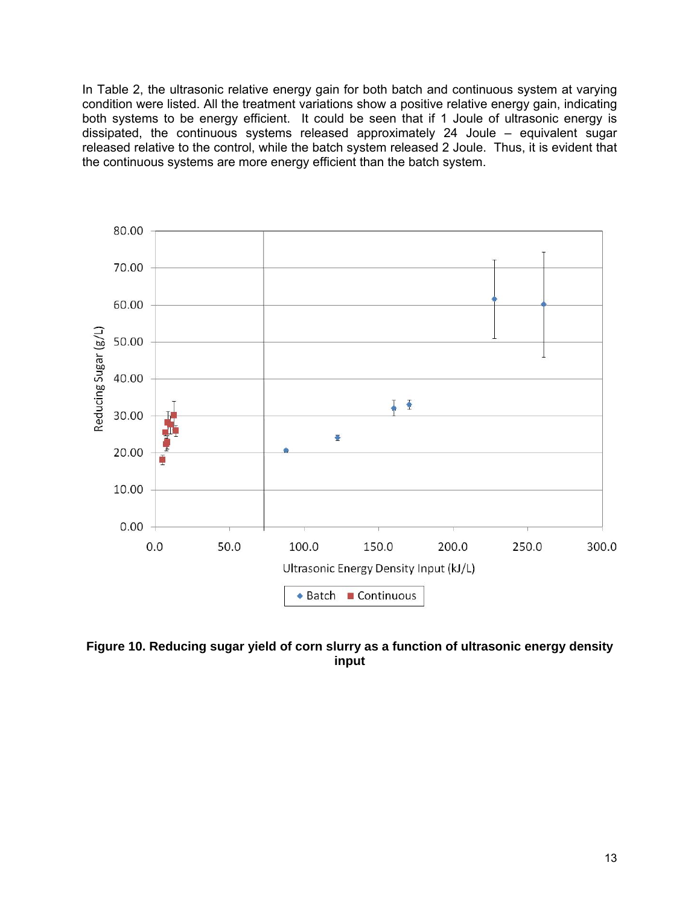In Table 2, the ultrasonic relative energy gain for both batch and continuous system at varying condition were listed. All the treatment variations show a positive relative energy gain, indicating both systems to be energy efficient. It could be seen that if 1 Joule of ultrasonic energy is dissipated, the continuous systems released approximately 24 Joule – equivalent sugar released relative to the control, while the batch system released 2 Joule. Thus, it is evident that the continuous systems are more energy efficient than the batch system.

**Figure 10. Reducing sugar yield of corn slurry as a function of ultrasonic energy density input**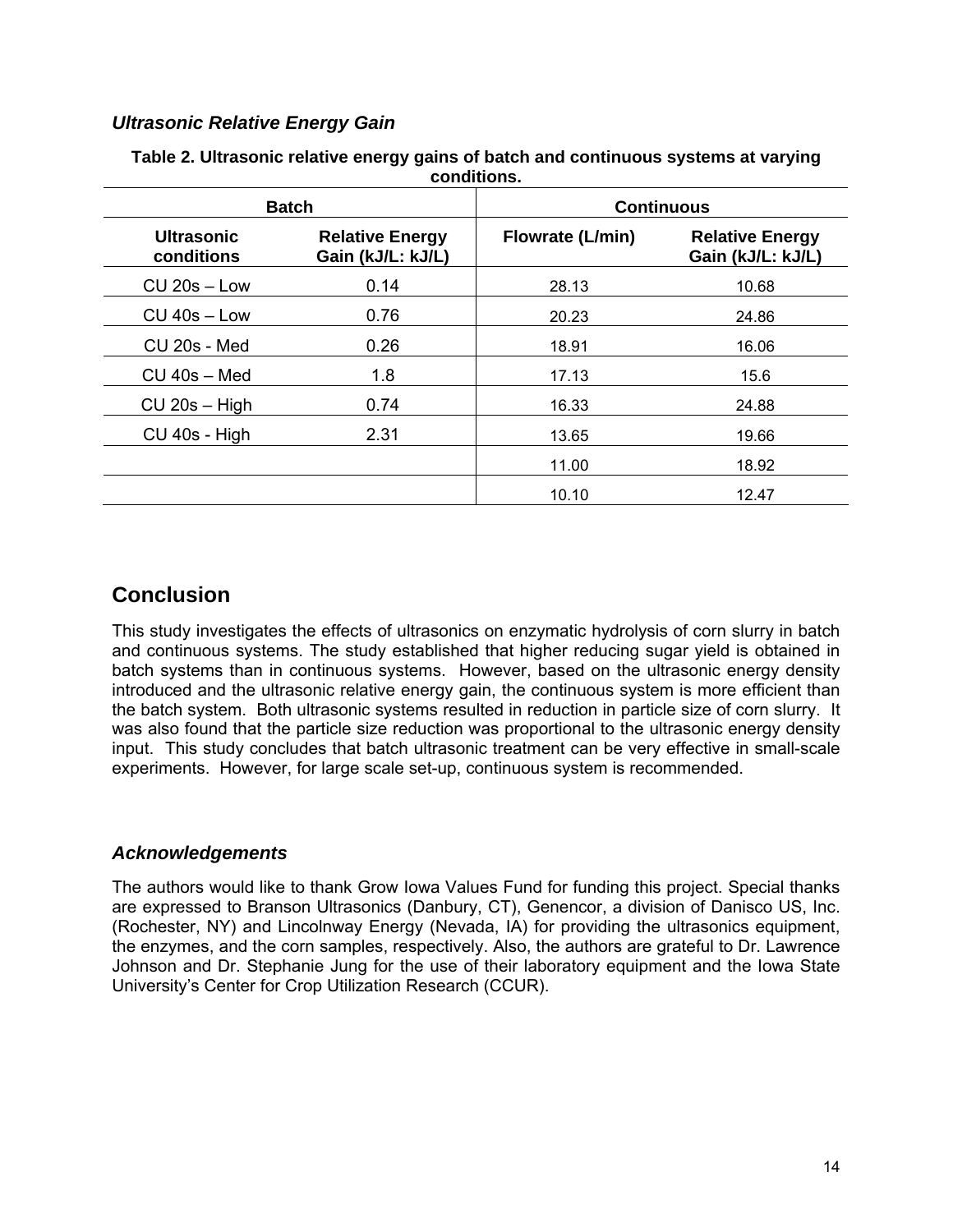### *Ultrasonic Relative Energy Gain*

**Table 2. Ultrasonic relative energy gains of batch and continuous systems at varying conditions.**

| Batch | | Continuous | |
|---|---|---|---|
| **Ultrasonic conditions** | **Relative Energy Gain (kJ/L: kJ/L)** | **Flowrate (L/min)** | **Relative Energy Gain (kJ/L: kJ/L)** |
| CU 20s – Low | 0.14 | 28.13 | 10.68 |
| CU 40s – Low | 0.76 | 20.23 | 24.86 |
| CU 20s - Med | 0.26 | 18.91 | 16.06 |
| CU 40s – Med | 1.8 | 17.13 | 15.6 |
| CU 20s – High | 0.74 | 16.33 | 24.88 |
| CU 40s - High | 2.31 | 13.65 | 19.66 |
| | | 11.00 | 18.92 |
| | | 10.10 | 12.47 |

## Conclusion

This study investigates the effects of ultrasonics on enzymatic hydrolysis of corn slurry in batch and continuous systems. The study established that higher reducing sugar yield is obtained in batch systems than in continuous systems. However, based on the ultrasonic energy density introduced and the ultrasonic relative energy gain, the continuous system is more efficient than the batch system. Both ultrasonic systems resulted in reduction in particle size of corn slurry. It was also found that the particle size reduction was proportional to the ultrasonic energy density input. This study concludes that batch ultrasonic treatment can be very effective in small-scale experiments. However, for large scale set-up, continuous system is recommended.

### *Acknowledgements*

The authors would like to thank Grow Iowa Values Fund for funding this project. Special thanks are expressed to Branson Ultrasonics (Danbury, CT), Genencor, a division of Danisco US, Inc. (Rochester, NY) and Lincolnway Energy (Nevada, IA) for providing the ultrasonics equipment, the enzymes, and the corn samples, respectively. Also, the authors are grateful to Dr. Lawrence Johnson and Dr. Stephanie Jung for the use of their laboratory equipment and the Iowa State University's Center for Crop Utilization Research (CCUR).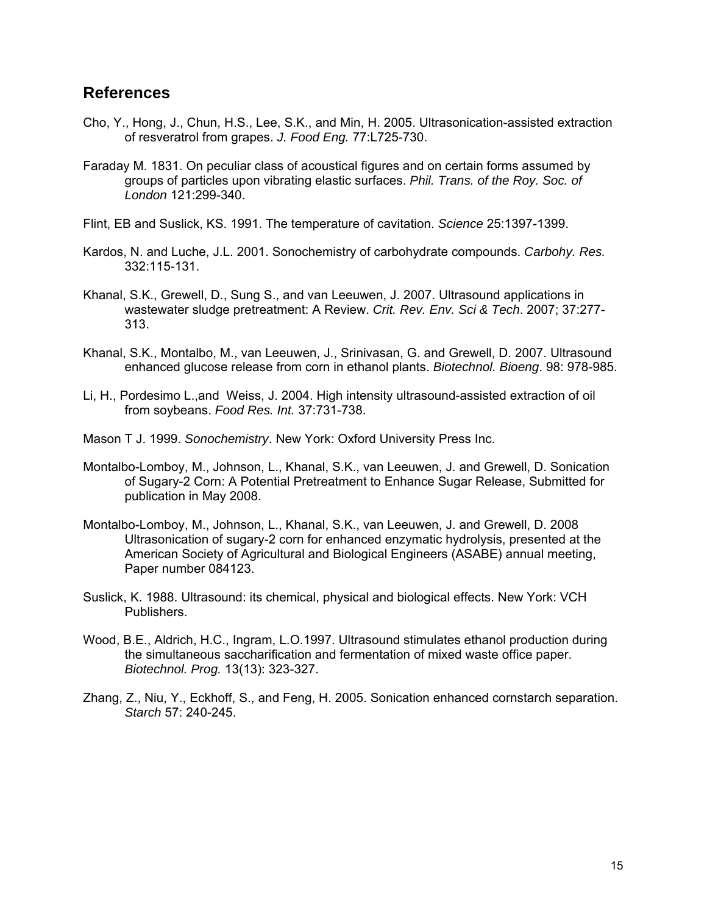## References

Cho, Y., Hong, J., Chun, H.S., Lee, S.K., and Min, H. 2005. Ultrasonication-assisted extraction of resveratrol from grapes. *J. Food Eng.* 77:L725-730.

Faraday M. 1831. On peculiar class of acoustical figures and on certain forms assumed by groups of particles upon vibrating elastic surfaces. *Phil. Trans. of the Roy. Soc. of London* 121:299-340.

Flint, EB and Suslick, KS. 1991. The temperature of cavitation. *Science* 25:1397-1399.

Kardos, N. and Luche, J.L. 2001. Sonochemistry of carbohydrate compounds. *Carbohy. Res.* 332:115-131.

Khanal, S.K., Grewell, D., Sung S., and van Leeuwen, J. 2007. Ultrasound applications in wastewater sludge pretreatment: A Review. *Crit. Rev. Env. Sci & Tech*. 2007; 37:277-313.

Khanal, S.K., Montalbo, M., van Leeuwen, J., Srinivasan, G. and Grewell, D. 2007. Ultrasound enhanced glucose release from corn in ethanol plants. *Biotechnol. Bioeng*. 98: 978-985.

Li, H., Pordesimo L.,and Weiss, J. 2004. High intensity ultrasound-assisted extraction of oil from soybeans. *Food Res. Int.* 37:731-738.

Mason T J. 1999. *Sonochemistry*. New York: Oxford University Press Inc.

Montalbo-Lomboy, M., Johnson, L., Khanal, S.K., van Leeuwen, J. and Grewell, D. Sonication of Sugary-2 Corn: A Potential Pretreatment to Enhance Sugar Release, Submitted for publication in May 2008.

Montalbo-Lomboy, M., Johnson, L., Khanal, S.K., van Leeuwen, J. and Grewell, D. 2008 Ultrasonication of sugary-2 corn for enhanced enzymatic hydrolysis, presented at the American Society of Agricultural and Biological Engineers (ASABE) annual meeting, Paper number 084123.

Suslick, K. 1988. Ultrasound: its chemical, physical and biological effects. New York: VCH Publishers.

Wood, B.E., Aldrich, H.C., Ingram, L.O.1997. Ultrasound stimulates ethanol production during the simultaneous saccharification and fermentation of mixed waste office paper. *Biotechnol. Prog.* 13(13): 323-327.

Zhang, Z., Niu, Y., Eckhoff, S., and Feng, H. 2005. Sonication enhanced cornstarch separation. *Starch* 57: 240-245.